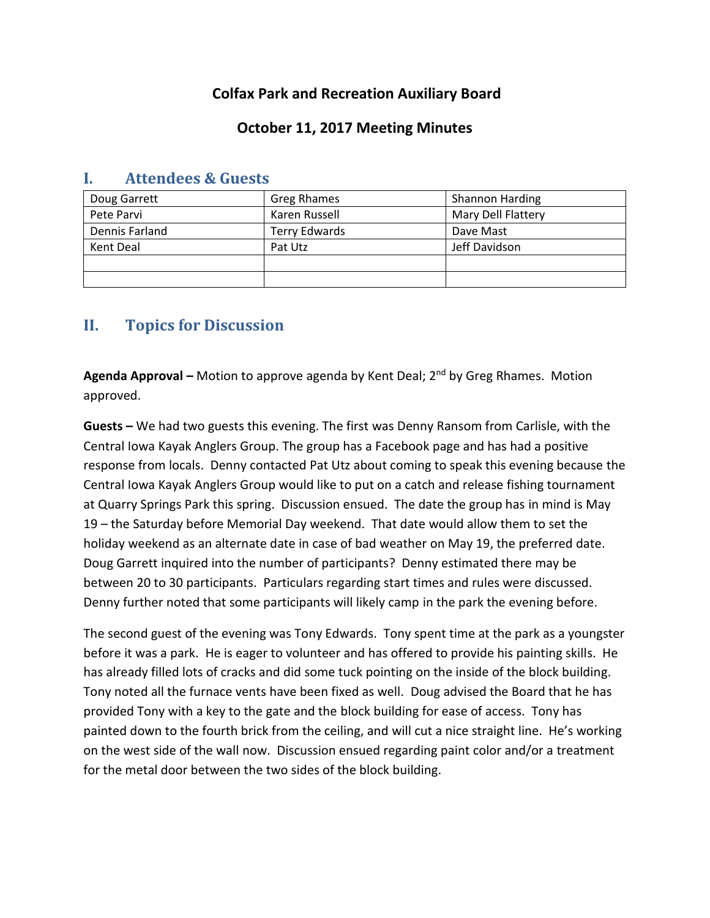# Colfax Park and Recreation Auxiliary Board

## October 11, 2017 Meeting Minutes

## I. Attendees & Guests

| | | |
|---|---|---|
| Doug Garrett | Greg Rhames | Shannon Harding |
| Pete Parvi | Karen Russell | Mary Dell Flattery |
| Dennis Farland | Terry Edwards | Dave Mast |
| Kent Deal | Pat Utz | Jeff Davidson |
| | | |
| | | |

## II. Topics for Discussion

**Agenda Approval –** Motion to approve agenda by Kent Deal; 2nd by Greg Rhames. Motion approved.

**Guests –** We had two guests this evening. The first was Denny Ransom from Carlisle, with the Central Iowa Kayak Anglers Group. The group has a Facebook page and has had a positive response from locals. Denny contacted Pat Utz about coming to speak this evening because the Central Iowa Kayak Anglers Group would like to put on a catch and release fishing tournament at Quarry Springs Park this spring. Discussion ensued. The date the group has in mind is May 19 – the Saturday before Memorial Day weekend. That date would allow them to set the holiday weekend as an alternate date in case of bad weather on May 19, the preferred date. Doug Garrett inquired into the number of participants? Denny estimated there may be between 20 to 30 participants. Particulars regarding start times and rules were discussed. Denny further noted that some participants will likely camp in the park the evening before.

The second guest of the evening was Tony Edwards. Tony spent time at the park as a youngster before it was a park. He is eager to volunteer and has offered to provide his painting skills. He has already filled lots of cracks and did some tuck pointing on the inside of the block building. Tony noted all the furnace vents have been fixed as well. Doug advised the Board that he has provided Tony with a key to the gate and the block building for ease of access. Tony has painted down to the fourth brick from the ceiling, and will cut a nice straight line. He's working on the west side of the wall now. Discussion ensued regarding paint color and/or a treatment for the metal door between the two sides of the block building.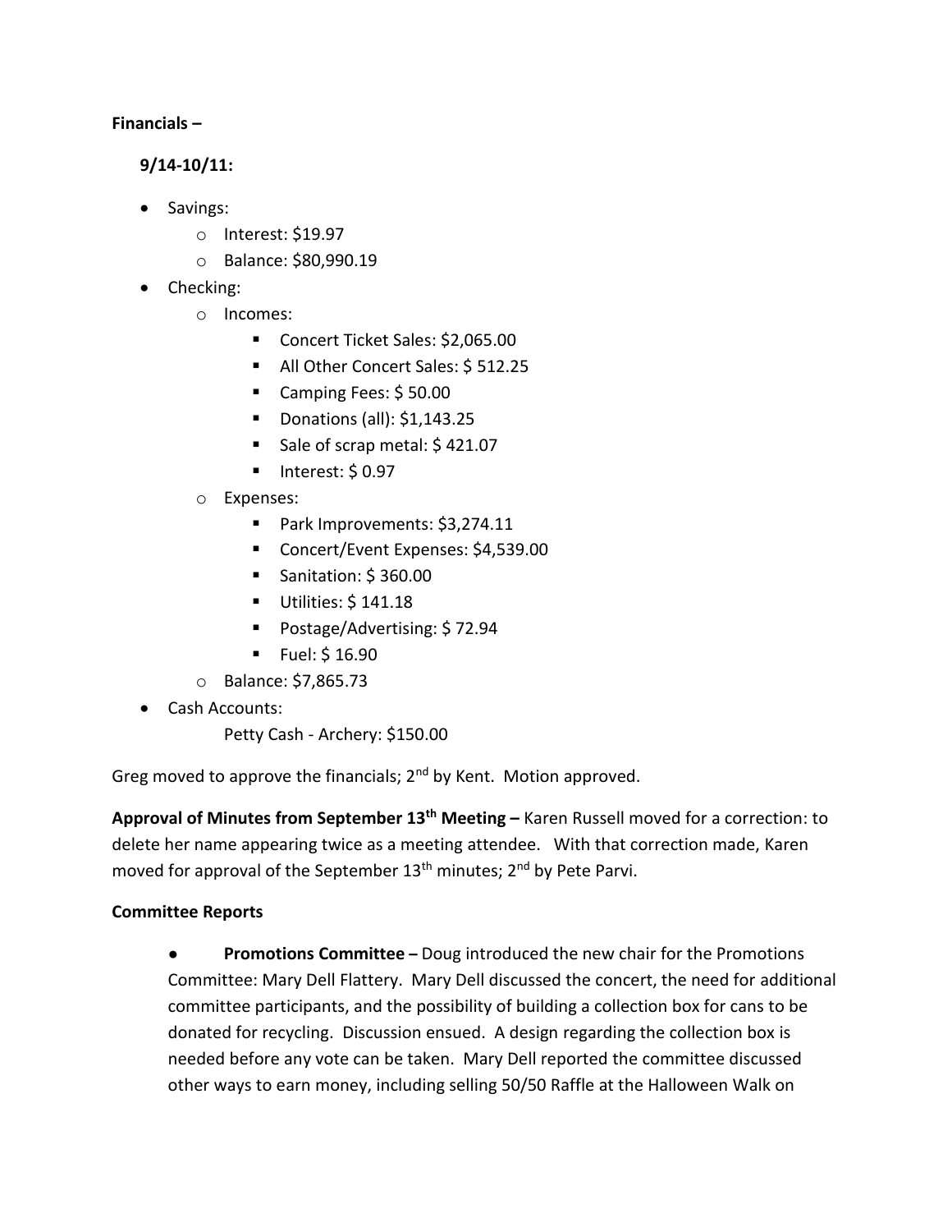**Financials –**

**9/14-10/11:**

- Savings:
  - Interest: $19.97
  - Balance: $80,990.19
- Checking:
  - Incomes:
    - Concert Ticket Sales: $2,065.00
    - All Other Concert Sales: $ 512.25
    - Camping Fees: $ 50.00
    - Donations (all): $1,143.25
    - Sale of scrap metal: $ 421.07
    - Interest: $ 0.97
  - Expenses:
    - Park Improvements: $3,274.11
    - Concert/Event Expenses: $4,539.00
    - Sanitation: $ 360.00
    - Utilities: $ 141.18
    - Postage/Advertising: $ 72.94
    - Fuel: $ 16.90
  - Balance: $7,865.73
- Cash Accounts:

  Petty Cash - Archery: $150.00

Greg moved to approve the financials; 2nd by Kent. Motion approved.

**Approval of Minutes from September 13th Meeting –** Karen Russell moved for a correction: to delete her name appearing twice as a meeting attendee. With that correction made, Karen moved for approval of the September 13th minutes; 2nd by Pete Parvi.

**Committee Reports**

- **Promotions Committee –** Doug introduced the new chair for the Promotions Committee: Mary Dell Flattery. Mary Dell discussed the concert, the need for additional committee participants, and the possibility of building a collection box for cans to be donated for recycling. Discussion ensued. A design regarding the collection box is needed before any vote can be taken. Mary Dell reported the committee discussed other ways to earn money, including selling 50/50 Raffle at the Halloween Walk on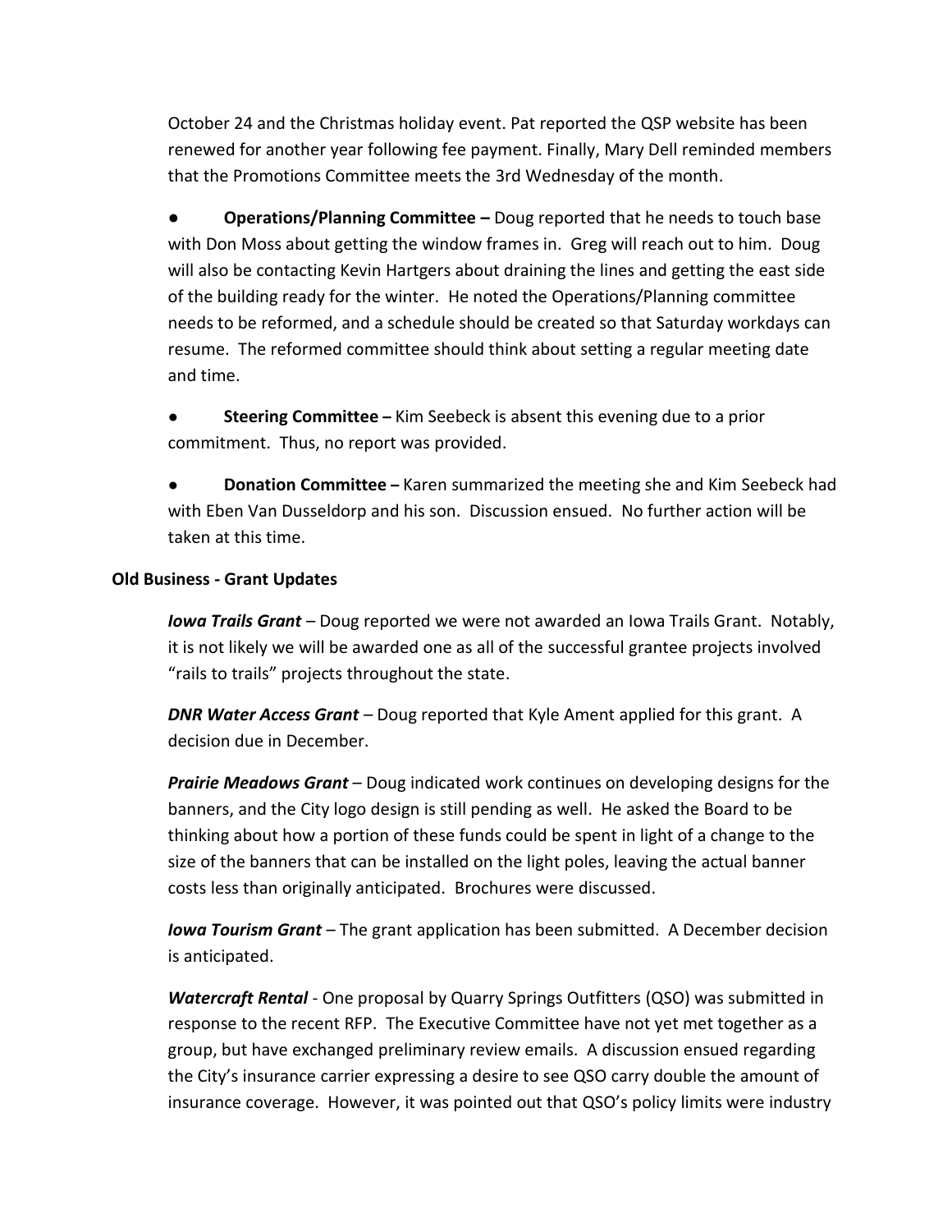October 24 and the Christmas holiday event. Pat reported the QSP website has been renewed for another year following fee payment. Finally, Mary Dell reminded members that the Promotions Committee meets the 3rd Wednesday of the month.

- **Operations/Planning Committee –** Doug reported that he needs to touch base with Don Moss about getting the window frames in. Greg will reach out to him. Doug will also be contacting Kevin Hartgers about draining the lines and getting the east side of the building ready for the winter. He noted the Operations/Planning committee needs to be reformed, and a schedule should be created so that Saturday workdays can resume. The reformed committee should think about setting a regular meeting date and time.

- **Steering Committee –** Kim Seebeck is absent this evening due to a prior commitment. Thus, no report was provided.

- **Donation Committee –** Karen summarized the meeting she and Kim Seebeck had with Eben Van Dusseldorp and his son. Discussion ensued. No further action will be taken at this time.

**Old Business - Grant Updates**

***Iowa Trails Grant*** – Doug reported we were not awarded an Iowa Trails Grant. Notably, it is not likely we will be awarded one as all of the successful grantee projects involved "rails to trails" projects throughout the state.

***DNR Water Access Grant*** – Doug reported that Kyle Ament applied for this grant. A decision due in December.

***Prairie Meadows Grant*** – Doug indicated work continues on developing designs for the banners, and the City logo design is still pending as well. He asked the Board to be thinking about how a portion of these funds could be spent in light of a change to the size of the banners that can be installed on the light poles, leaving the actual banner costs less than originally anticipated. Brochures were discussed.

***Iowa Tourism Grant*** – The grant application has been submitted. A December decision is anticipated.

***Watercraft Rental*** - One proposal by Quarry Springs Outfitters (QSO) was submitted in response to the recent RFP. The Executive Committee have not yet met together as a group, but have exchanged preliminary review emails. A discussion ensued regarding the City's insurance carrier expressing a desire to see QSO carry double the amount of insurance coverage. However, it was pointed out that QSO's policy limits were industry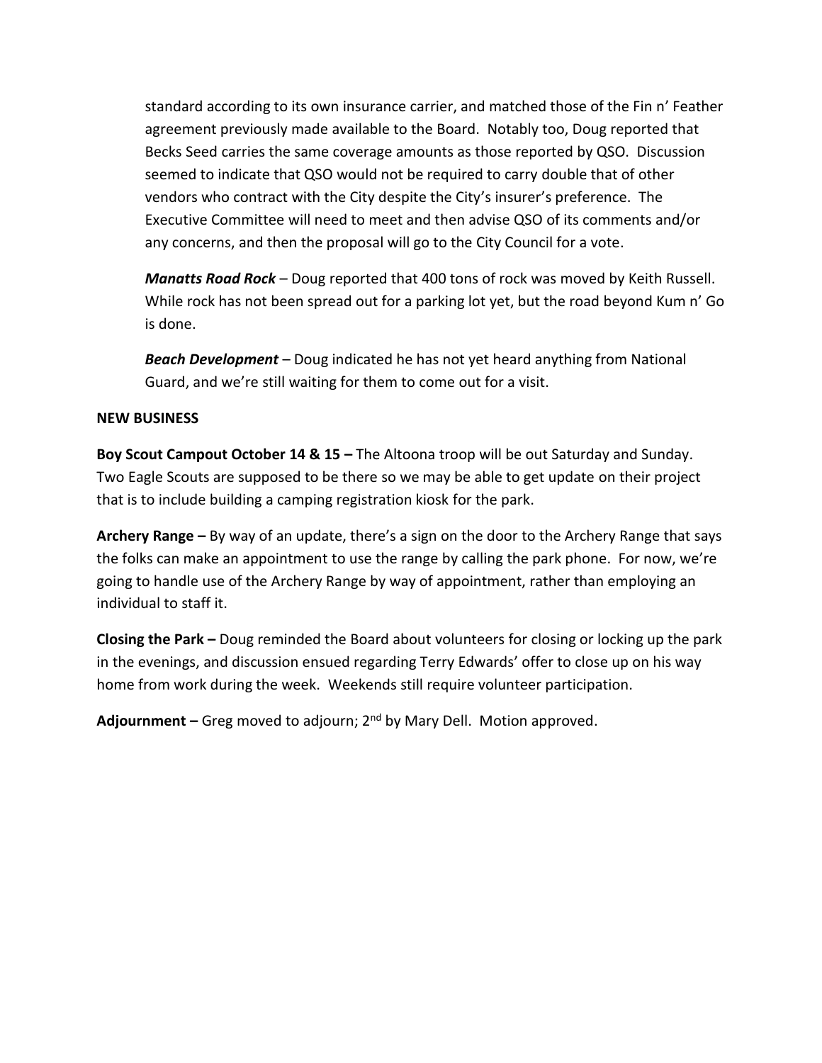standard according to its own insurance carrier, and matched those of the Fin n' Feather agreement previously made available to the Board. Notably too, Doug reported that Becks Seed carries the same coverage amounts as those reported by QSO. Discussion seemed to indicate that QSO would not be required to carry double that of other vendors who contract with the City despite the City's insurer's preference. The Executive Committee will need to meet and then advise QSO of its comments and/or any concerns, and then the proposal will go to the City Council for a vote.

***Manatts Road Rock*** – Doug reported that 400 tons of rock was moved by Keith Russell. While rock has not been spread out for a parking lot yet, but the road beyond Kum n' Go is done.

***Beach Development*** – Doug indicated he has not yet heard anything from National Guard, and we're still waiting for them to come out for a visit.

**NEW BUSINESS**

**Boy Scout Campout October 14 & 15 –** The Altoona troop will be out Saturday and Sunday. Two Eagle Scouts are supposed to be there so we may be able to get update on their project that is to include building a camping registration kiosk for the park.

**Archery Range –** By way of an update, there's a sign on the door to the Archery Range that says the folks can make an appointment to use the range by calling the park phone. For now, we're going to handle use of the Archery Range by way of appointment, rather than employing an individual to staff it.

**Closing the Park –** Doug reminded the Board about volunteers for closing or locking up the park in the evenings, and discussion ensued regarding Terry Edwards' offer to close up on his way home from work during the week. Weekends still require volunteer participation.

**Adjournment –** Greg moved to adjourn; 2nd by Mary Dell. Motion approved.